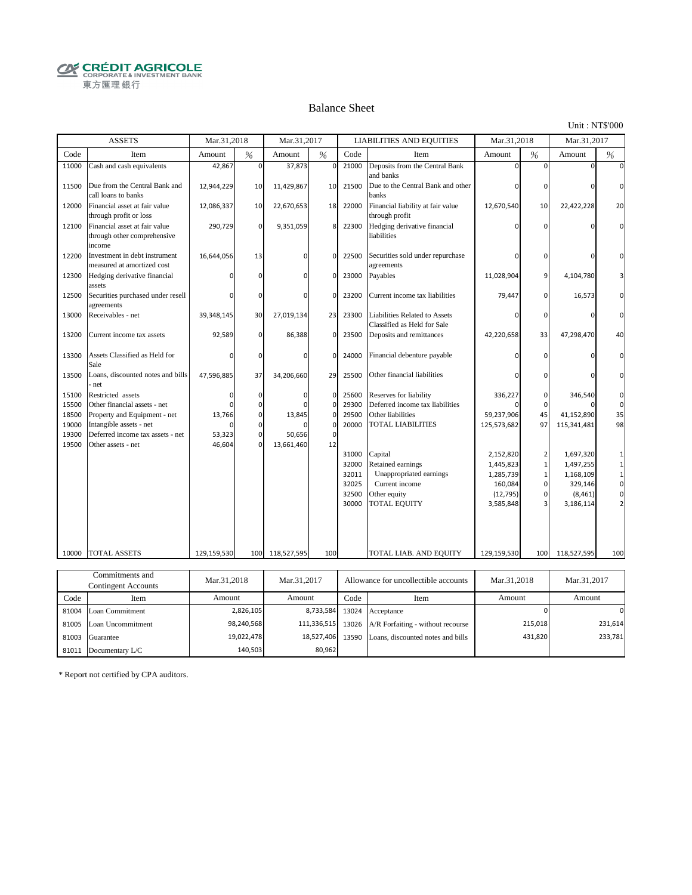CRÉDIT AGRICOLE
CORPORATE & INVESTMENT BANK
東方匯理銀行

# Balance Sheet

Unit : NT$'000

| ASSETS | | Mar.31,2018 | | Mar.31,2017 | | LIABILITIES AND EQUITIES | | Mar.31,2018 | | Mar.31,2017 | |
|---|---|---|---|---|---|---|---|---|---|---|---|
| Code | Item | Amount | % | Amount | % | Code | Item | Amount | % | Amount | % |
| 11000 | Cash and cash equivalents | 42,867 | 0 | 37,873 | 0 | 21000 | Deposits from the Central Bank and banks | 0 | 0 | 0 | 0 |
| 11500 | Due from the Central Bank and call loans to banks | 12,944,229 | 10 | 11,429,867 | 10 | 21500 | Due to the Central Bank and other banks | 0 | 0 | 0 | 0 |
| 12000 | Financial asset at fair value through profit or loss | 12,086,337 | 10 | 22,670,653 | 18 | 22000 | Financial liability at fair value through profit | 12,670,540 | 10 | 22,422,228 | 20 |
| 12100 | Financial asset at fair value through other comprehensive income | 290,729 | 0 | 9,351,059 | 8 | 22300 | Hedging derivative financial liabilities | 0 | 0 | 0 | 0 |
| 12200 | Investment in debt instrument measured at amortized cost | 16,644,056 | 13 | 0 | 0 | 22500 | Securities sold under repurchase agreements | 0 | 0 | 0 | 0 |
| 12300 | Hedging derivative financial assets | 0 | 0 | 0 | 0 | 23000 | Payables | 11,028,904 | 9 | 4,104,780 | 3 |
| 12500 | Securities purchased under resell agreements | 0 | 0 | 0 | 0 | 23200 | Current income tax liabilities | 79,447 | 0 | 16,573 | 0 |
| 13000 | Receivables - net | 39,348,145 | 30 | 27,019,134 | 23 | 23300 | Liabilities Related to Assets Classified as Held for Sale | 0 | 0 | 0 | 0 |
| 13200 | Current income tax assets | 92,589 | 0 | 86,388 | 0 | 23500 | Deposits and remittances | 42,220,658 | 33 | 47,298,470 | 40 |
| 13300 | Assets Classified as Held for Sale | 0 | 0 | 0 | 0 | 24000 | Financial debenture payable | 0 | 0 | 0 | 0 |
| 13500 | Loans, discounted notes and bills - net | 47,596,885 | 37 | 34,206,660 | 29 | 25500 | Other financial liabilities | 0 | 0 | 0 | 0 |
| 15100 | Restricted assets | 0 | 0 | 0 | 0 | 25600 | Reserves for liability | 336,227 | 0 | 346,540 | 0 |
| 15500 | Other financial assets - net | 0 | 0 | 0 | 0 | 29300 | Deferred income tax liabilities | 0 | 0 | 0 | 0 |
| 18500 | Property and Equipment - net | 13,766 | 0 | 13,845 | 0 | 29500 | Other liabilities | 59,237,906 | 45 | 41,152,890 | 35 |
| 19000 | Intangible assets - net | 0 | 0 | 0 | 0 | 20000 | TOTAL LIABILITIES | 125,573,682 | 97 | 115,341,481 | 98 |
| 19300 | Deferred income tax assets - net | 53,323 | 0 | 50,656 | 0 | | | | | | |
| 19500 | Other assets - net | 46,604 | 0 | 13,661,460 | 12 | | | | | | |
| | | | | | | 31000 | Capital | 2,152,820 | 2 | 1,697,320 | 1 |
| | | | | | | 32000 | Retained earnings | 1,445,823 | 1 | 1,497,255 | 1 |
| | | | | | | 32011 | Unappropriated earnings | 1,285,739 | 1 | 1,168,109 | 1 |
| | | | | | | 32025 | Current income | 160,084 | 0 | 329,146 | 0 |
| | | | | | | 32500 | Other equity | (12,795) | 0 | (8,461) | 0 |
| | | | | | | 30000 | TOTAL EQUITY | 3,585,848 | 3 | 3,186,114 | 2 |
| 10000 | TOTAL ASSETS | 129,159,530 | 100 | 118,527,595 | 100 | | TOTAL LIAB. AND EQUITY | 129,159,530 | 100 | 118,527,595 | 100 |

| Commitments and Contingent Accounts | | Mar.31,2018 | Mar.31,2017 | Allowance for uncollectible accounts | | Mar.31,2018 | Mar.31,2017 |
|---|---|---|---|---|---|---|---|
| Code | Item | Amount | Amount | Code | Item | Amount | Amount |
| 81004 | Loan Commitment | 2,826,105 | 8,733,584 | 13024 | Acceptance | 0 | 0 |
| 81005 | Loan Uncommitment | 98,240,568 | 111,336,515 | 13026 | A/R Forfaiting - without recourse | 215,018 | 231,614 |
| 81003 | Guarantee | 19,022,478 | 18,527,406 | 13590 | Loans, discounted notes and bills | 431,820 | 233,781 |
| 81011 | Documentary L/C | 140,503 | 80,962 | | | | |

* Report not certified by CPA auditors.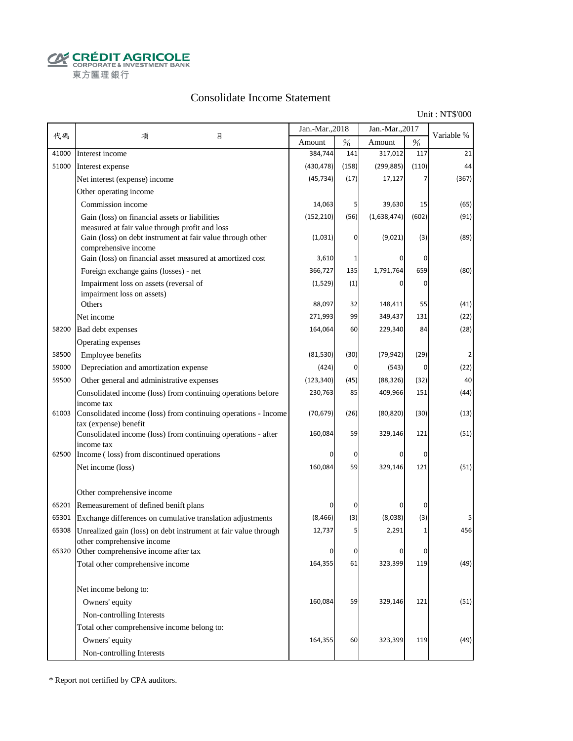CRÉDIT AGRICOLE
CORPORATE & INVESTMENT BANK
東方匯理銀行

# Consolidate Income Statement

Unit : NT$'000

| 代碼 | 項　　目 | Jan.-Mar.,2018 | | Jan.-Mar.,2017 | | Variable % |
|---|---|---|---|---|---|---|
| | | Amount | % | Amount | % | |
| 41000 | Interest income | 384,744 | 141 | 317,012 | 117 | 21 |
| 51000 | Interest expense | (430,478) | (158) | (299,885) | (110) | 44 |
| | Net interest (expense) income | (45,734) | (17) | 17,127 | 7 | (367) |
| | Other operating income | | | | | |
| | Commission income | 14,063 | 5 | 39,630 | 15 | (65) |
| | Gain (loss) on financial assets or liabilities measured at fair value through profit and loss | (152,210) | (56) | (1,638,474) | (602) | (91) |
| | Gain (loss) on debt instrument at fair value through other comprehensive income | (1,031) | 0 | (9,021) | (3) | (89) |
| | Gain (loss) on financial asset measured at amortized cost | 3,610 | 1 | 0 | 0 | |
| | Foreign exchange gains (losses) - net | 366,727 | 135 | 1,791,764 | 659 | (80) |
| | Impairment loss on assets (reversal of impairment loss on assets) | (1,529) | (1) | 0 | 0 | |
| | Others | 88,097 | 32 | 148,411 | 55 | (41) |
| | Net income | 271,993 | 99 | 349,437 | 131 | (22) |
| 58200 | Bad debt expenses | 164,064 | 60 | 229,340 | 84 | (28) |
| | Operating expenses | | | | | |
| 58500 | Employee benefits | (81,530) | (30) | (79,942) | (29) | 2 |
| 59000 | Depreciation and amortization expense | (424) | 0 | (543) | 0 | (22) |
| 59500 | Other general and administrative expenses | (123,340) | (45) | (88,326) | (32) | 40 |
| | Consolidated income (loss) from continuing operations before income tax | 230,763 | 85 | 409,966 | 151 | (44) |
| 61003 | Consolidated income (loss) from continuing operations - Income tax (expense) benefit | (70,679) | (26) | (80,820) | (30) | (13) |
| | Consolidated income (loss) from continuing operations - after income tax | 160,084 | 59 | 329,146 | 121 | (51) |
| 62500 | Income ( loss) from discontinued operations | 0 | 0 | 0 | 0 | |
| | Net income (loss) | 160,084 | 59 | 329,146 | 121 | (51) |
| | | | | | | |
| | Other comprehensive income | | | | | |
| 65201 | Remeasurement of defined benift plans | 0 | 0 | 0 | 0 | |
| 65301 | Exchange differences on cumulative translation adjustments | (8,466) | (3) | (8,038) | (3) | 5 |
| 65308 | Unrealized gain (loss) on debt instrument at fair value through other comprehensive income | 12,737 | 5 | 2,291 | 1 | 456 |
| 65320 | Other comprehensive income after tax | 0 | 0 | 0 | 0 | |
| | Total other comprehensive income | 164,355 | 61 | 323,399 | 119 | (49) |
| | | | | | | |
| | Net income belong to: | | | | | |
| | Owners' equity | 160,084 | 59 | 329,146 | 121 | (51) |
| | Non-controlling Interests | | | | | |
| | Total other comprehensive income belong to: | | | | | |
| | Owners' equity | 164,355 | 60 | 323,399 | 119 | (49) |
| | Non-controlling Interests | | | | | |

* Report not certified by CPA auditors.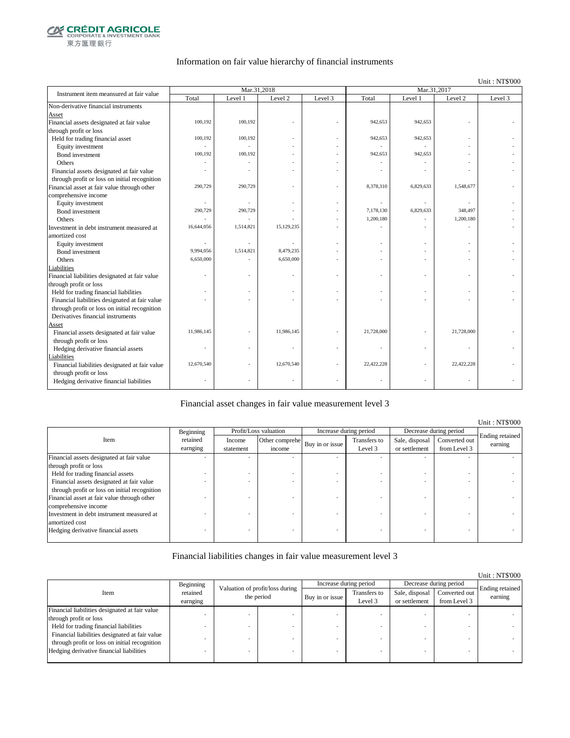CRÉDIT AGRICOLE
CORPORATE & INVESTMENT BANK
東方匯理銀行

# Information on fair value hierarchy of financial instruments

Unit : NT$'000

| Instrument item measured at fair value | Mar.31,2018 | | | | Mar.31,2017 | | | |
|---|---|---|---|---|---|---|---|---|
| | Total | Level 1 | Level 2 | Level 3 | Total | Level 1 | Level 2 | Level 3 |
| Non-derivative financial instruments | | | | | | | | |
| Asset | | | | | | | | |
| Financial assets designated at fair value through profit or loss | 100,192 | 100,192 | - | - | 942,653 | 942,653 | - | - |
| Held for trading financial asset | 100,192 | 100,192 | - | - | 942,653 | 942,653 | - | - |
| Equity investment | - | - | - | - | - | - | - | - |
| Bond investment | 100,192 | 100,192 | - | - | 942,653 | 942,653 | - | - |
| Others | - | - | - | - | - | - | - | - |
| Financial assets designated at fair value through profit or loss on initial recognition | - | - | - | - | - | - | - | - |
| Financial asset at fair value through other comprehensive income | 290,729 | 290,729 | - | - | 8,378,310 | 6,829,633 | 1,548,677 | - |
| Equity investment | - | - | - | - | - | - | - | - |
| Bond investment | 290,729 | 290,729 | - | - | 7,178,130 | 6,829,633 | 348,497 | - |
| Others | - | - | - | - | 1,200,180 | - | 1,200,180 | - |
| Investment in debt instrument measured at amortized cost | 16,644,056 | 1,514,821 | 15,129,235 | - | - | - | - | - |
| Equity investment | - | - | - | - | - | - | - | - |
| Bond investment | 9,994,056 | 1,514,821 | 8,479,235 | - | - | - | - | - |
| Others | 6,650,000 | - | 6,650,000 | - | - | - | - | - |
| Liabilities | | | | | | | | |
| Financial liabilities designated at fair value through profit or loss | - | - | - | - | - | - | - | - |
| Held for trading financial liabilities | - | - | - | - | - | - | - | - |
| Financial liabilities designated at fair value through profit or loss on initial recognition | - | - | - | - | - | - | - | - |
| Derivatives financial instruments | | | | | | | | |
| Asset | | | | | | | | |
| Financial assets designated at fair value through profit or loss | 11,986,145 | - | 11,986,145 | - | 21,728,000 | - | 21,728,000 | - |
| Hedging derivative financial assets | - | - | - | - | - | - | - | - |
| Liabilities | | | | | | | | |
| Financial liabilities designated at fair value through profit or loss | 12,670,540 | - | 12,670,540 | - | 22,422,228 | - | 22,422,228 | - |
| Hedging derivative financial liabilities | - | - | - | - | - | - | - | - |

# Financial asset changes in fair value measurement level 3

Unit : NT$'000

| Item | Beginning retained earnging | Profit/Loss valuation | | Increase during period | | Decrease during period | | Ending retained earning |
|---|---|---|---|---|---|---|---|---|
| | | Income statement | Other comprehe income | Buy in or issue | Transfers to Level 3 | Sale, disposal or settlement | Converted out from Level 3 | |
| Financial assets designated at fair value through profit or loss | - | - | - | - | - | - | - | - |
| Held for trading financial assets | - | - | - | - | - | - | - | - |
| Financial assets designated at fair value through profit or loss on initial recognition | - | - | - | - | - | - | - | - |
| Financial asset at fair value through other comprehensive income | - | - | - | - | - | - | - | - |
| Investment in debt instrument measured at amortized cost | - | - | - | - | - | - | - | - |
| Hedging derivative financial assets | - | - | - | - | - | - | - | - |

# Financial liabilities changes in fair value measurement level 3

Unit : NT$'000

| Item | Beginning retained earnging | Valuation of profit/loss during the period | | Increase during period | | Decrease during period | | Ending retained earning |
|---|---|---|---|---|---|---|---|---|
| | | | | Buy in or issue | Transfers to Level 3 | Sale, disposal or settlement | Converted out from Level 3 | |
| Financial liabilities designated at fair value through profit or loss | - | - | - | - | - | - | - | - |
| Held for trading financial liabilities | - | - | - | - | - | - | - | - |
| Financial liabilities designated at fair value through profit or loss on initial recognition | - | - | - | - | - | - | - | - |
| Hedging derivative financial liabilities | - | - | - | - | - | - | - | - |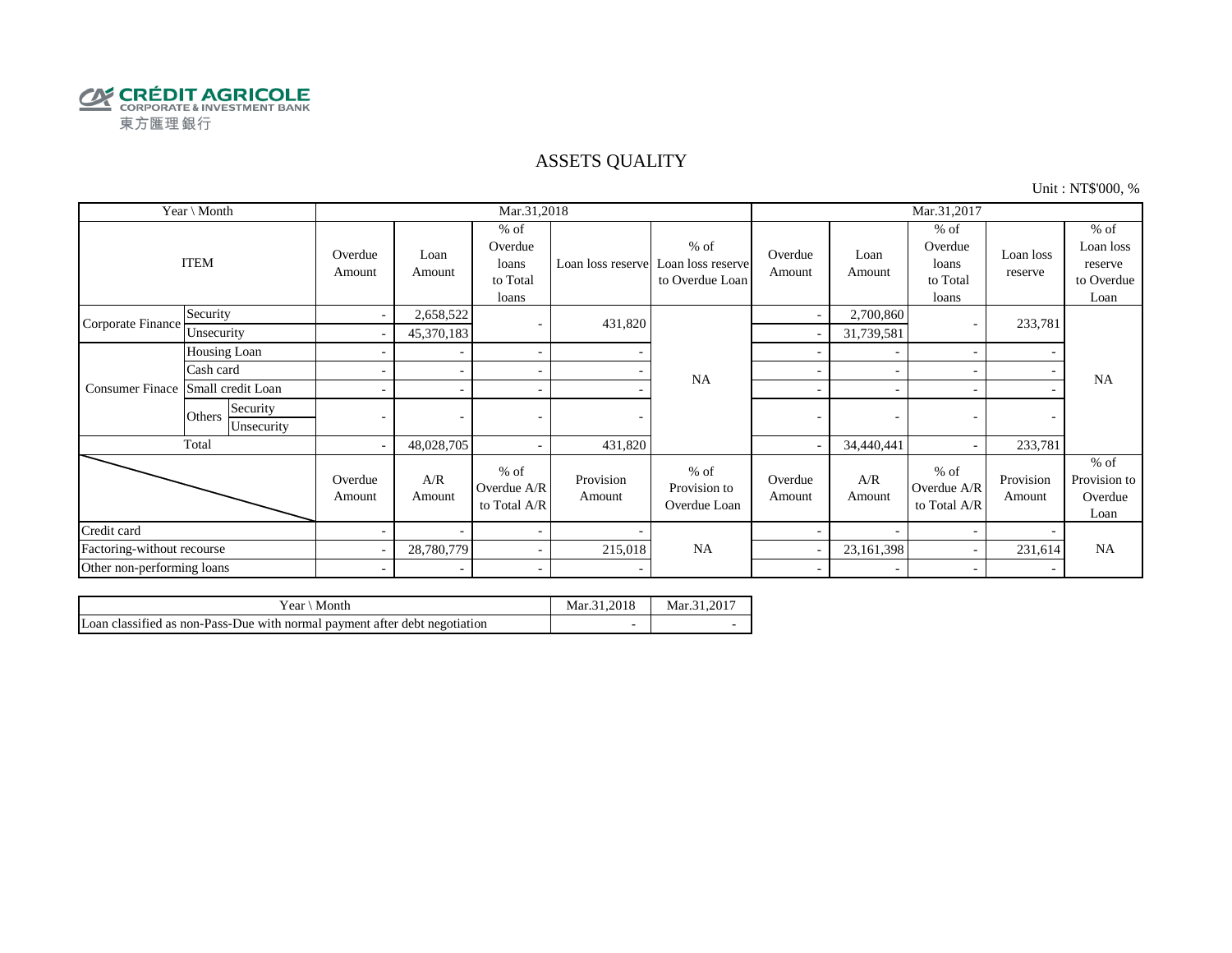CRÉDIT AGRICOLE
CORPORATE & INVESTMENT BANK
東方匯理銀行

# ASSETS QUALITY

Unit : NT$'000, %

| Year \ Month | | | Mar.31,2018 | | | | | Mar.31,2017 | | | | |
|---|---|---|---|---|---|---|---|---|---|---|---|---|
| ITEM | | | Overdue Amount | Loan Amount | % of Overdue loans to Total loans | Loan loss reserve | % of Loan loss reserve to Overdue Loan | Overdue Amount | Loan Amount | % of Overdue loans to Total loans | Loan loss reserve | % of Loan loss reserve to Overdue Loan |
| Corporate Finance | Security | | - | 2,658,522 | - | 431,820 | NA | - | 2,700,860 | - | 233,781 | NA |
| | Unsecurity | | - | 45,370,183 | | | | - | 31,739,581 | | | |
| Consumer Finace | Housing Loan | | - | - | - | - | | - | - | - | - | |
| | Cash card | | - | - | - | - | | - | - | - | - | |
| | Small credit Loan | | - | - | - | - | | - | - | - | - | |
| | Others | Security | - | - | - | - | | - | - | - | - | |
| | | Unsecurity | | | | | | | | | | |
| Total | | | - | 48,028,705 | - | 431,820 | | - | 34,440,441 | - | 233,781 | |
| | | | Overdue Amount | A/R Amount | % of Overdue A/R to Total A/R | Provision Amount | % of Provision to Overdue Loan | Overdue Amount | A/R Amount | % of Overdue A/R to Total A/R | Provision Amount | % of Provision to Overdue Loan |
| Credit card | | | - | - | - | - | NA | - | - | - | - | NA |
| Factoring-without recourse | | | - | 28,780,779 | - | 215,018 | | - | 23,161,398 | - | 231,614 | |
| Other non-performing loans | | | - | - | - | - | | - | - | - | - | |

| Year \ Month | Mar.31,2018 | Mar.31,2017 |
|---|---|---|
| Loan classified as non-Pass-Due with normal payment after debt negotiation | - | - |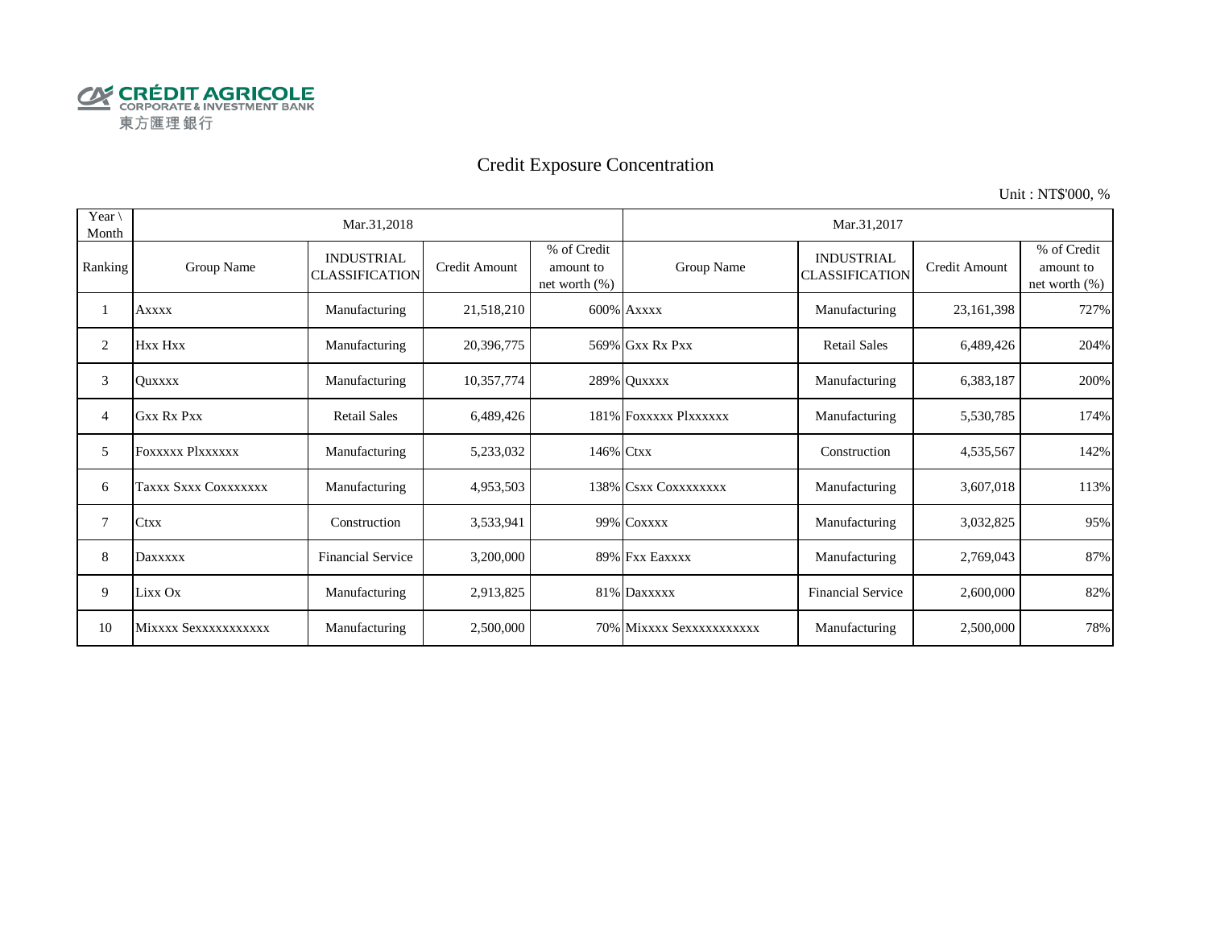CRÉDIT AGRICOLE
CORPORATE & INVESTMENT BANK
東方匯理銀行

# Credit Exposure Concentration

Unit : NT$'000, %

| Year \ Month | Mar.31,2018 | | | | Mar.31,2017 | | | |
|---|---|---|---|---|---|---|---|---|
| Ranking | Group Name | INDUSTRIAL CLASSIFICATION | Credit Amount | % of Credit amount to net worth (%) | Group Name | INDUSTRIAL CLASSIFICATION | Credit Amount | % of Credit amount to net worth (%) |
| 1 | Axxxx | Manufacturing | 21,518,210 | 600% | Axxxx | Manufacturing | 23,161,398 | 727% |
| 2 | Hxx Hxx | Manufacturing | 20,396,775 | 569% | Gxx Rx Pxx | Retail Sales | 6,489,426 | 204% |
| 3 | Quxxxx | Manufacturing | 10,357,774 | 289% | Quxxxx | Manufacturing | 6,383,187 | 200% |
| 4 | Gxx Rx Pxx | Retail Sales | 6,489,426 | 181% | Foxxxxx Plxxxxxx | Manufacturing | 5,530,785 | 174% |
| 5 | Foxxxxx Plxxxxxx | Manufacturing | 5,233,032 | 146% | Ctxx | Construction | 4,535,567 | 142% |
| 6 | Taxxx Sxxx Coxxxxxxx | Manufacturing | 4,953,503 | 138% | Csxx Coxxxxxxxx | Manufacturing | 3,607,018 | 113% |
| 7 | Ctxx | Construction | 3,533,941 | 99% | Coxxxx | Manufacturing | 3,032,825 | 95% |
| 8 | Daxxxxx | Financial Service | 3,200,000 | 89% | Fxx Eaxxxx | Manufacturing | 2,769,043 | 87% |
| 9 | Lixx Ox | Manufacturing | 2,913,825 | 81% | Daxxxxx | Financial Service | 2,600,000 | 82% |
| 10 | Mixxxx Sexxxxxxxxxxx | Manufacturing | 2,500,000 | 70% | Mixxxx Sexxxxxxxxxxx | Manufacturing | 2,500,000 | 78% |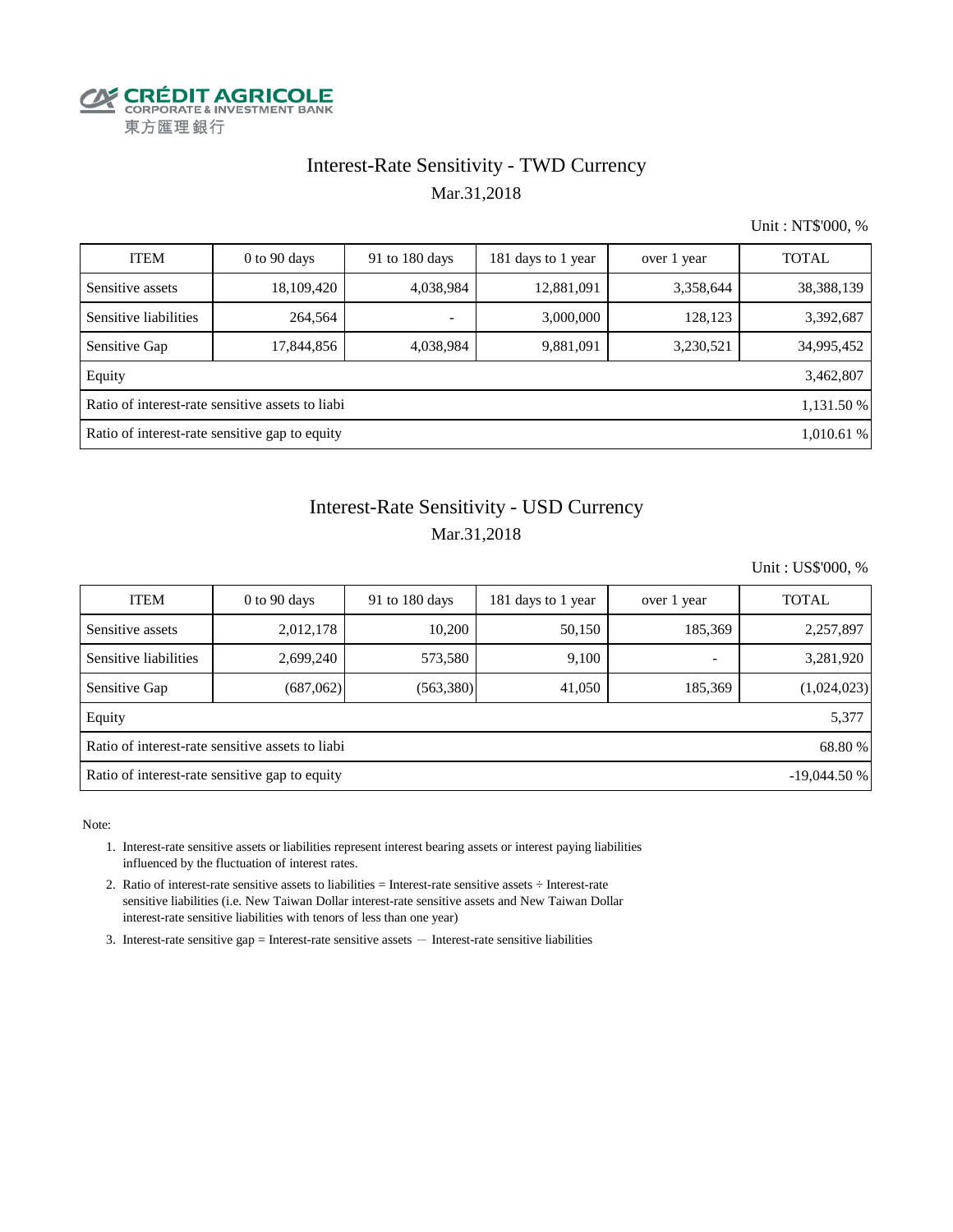CRÉDIT AGRICOLE
CORPORATE & INVESTMENT BANK
東方匯理銀行

# Interest-Rate Sensitivity - TWD Currency

Mar.31,2018

Unit : NT$'000, %

| ITEM | 0 to 90 days | 91 to 180 days | 181 days to 1 year | over 1 year | TOTAL |
|---|---|---|---|---|---|
| Sensitive assets | 18,109,420 | 4,038,984 | 12,881,091 | 3,358,644 | 38,388,139 |
| Sensitive liabilities | 264,564 | - | 3,000,000 | 128,123 | 3,392,687 |
| Sensitive Gap | 17,844,856 | 4,038,984 | 9,881,091 | 3,230,521 | 34,995,452 |
| Equity | | | | | 3,462,807 |
| Ratio of interest-rate sensitive assets to liabi | | | | | 1,131.50 % |
| Ratio of interest-rate sensitive gap to equity | | | | | 1,010.61 % |

# Interest-Rate Sensitivity - USD Currency

Mar.31,2018

Unit : US$'000, %

| ITEM | 0 to 90 days | 91 to 180 days | 181 days to 1 year | over 1 year | TOTAL |
|---|---|---|---|---|---|
| Sensitive assets | 2,012,178 | 10,200 | 50,150 | 185,369 | 2,257,897 |
| Sensitive liabilities | 2,699,240 | 573,580 | 9,100 | - | 3,281,920 |
| Sensitive Gap | (687,062) | (563,380) | 41,050 | 185,369 | (1,024,023) |
| Equity | | | | | 5,377 |
| Ratio of interest-rate sensitive assets to liabi | | | | | 68.80 % |
| Ratio of interest-rate sensitive gap to equity | | | | | -19,044.50 % |

Note:

1. Interest-rate sensitive assets or liabilities represent interest bearing assets or interest paying liabilities influenced by the fluctuation of interest rates.
2. Ratio of interest-rate sensitive assets to liabilities = Interest-rate sensitive assets ÷ Interest-rate sensitive liabilities (i.e. New Taiwan Dollar interest-rate sensitive assets and New Taiwan Dollar interest-rate sensitive liabilities with tenors of less than one year)
3. Interest-rate sensitive gap = Interest-rate sensitive assets － Interest-rate sensitive liabilities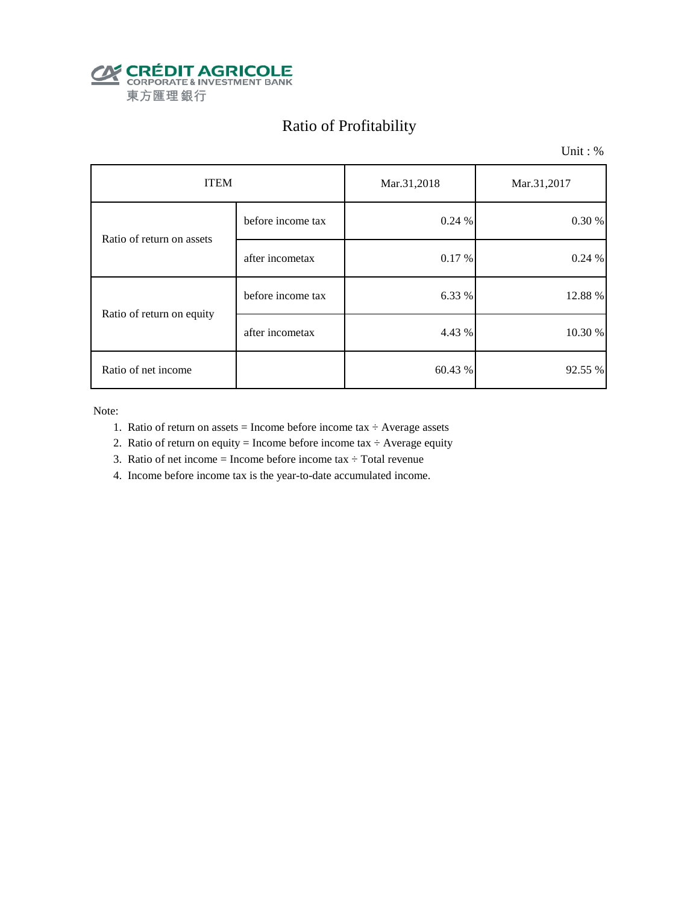CRÉDIT AGRICOLE
CORPORATE & INVESTMENT BANK
東方匯理銀行

# Ratio of Profitability

Unit : %

| ITEM | | Mar.31,2018 | Mar.31,2017 |
|---|---|---|---|
| Ratio of return on assets | before income tax | 0.24 % | 0.30 % |
| | after incometax | 0.17 % | 0.24 % |
| Ratio of return on equity | before income tax | 6.33 % | 12.88 % |
| | after incometax | 4.43 % | 10.30 % |
| Ratio of net income | | 60.43 % | 92.55 % |

Note:

1. Ratio of return on assets = Income before income tax ÷ Average assets
2. Ratio of return on equity = Income before income tax ÷ Average equity
3. Ratio of net income = Income before income tax ÷ Total revenue
4. Income before income tax is the year-to-date accumulated income.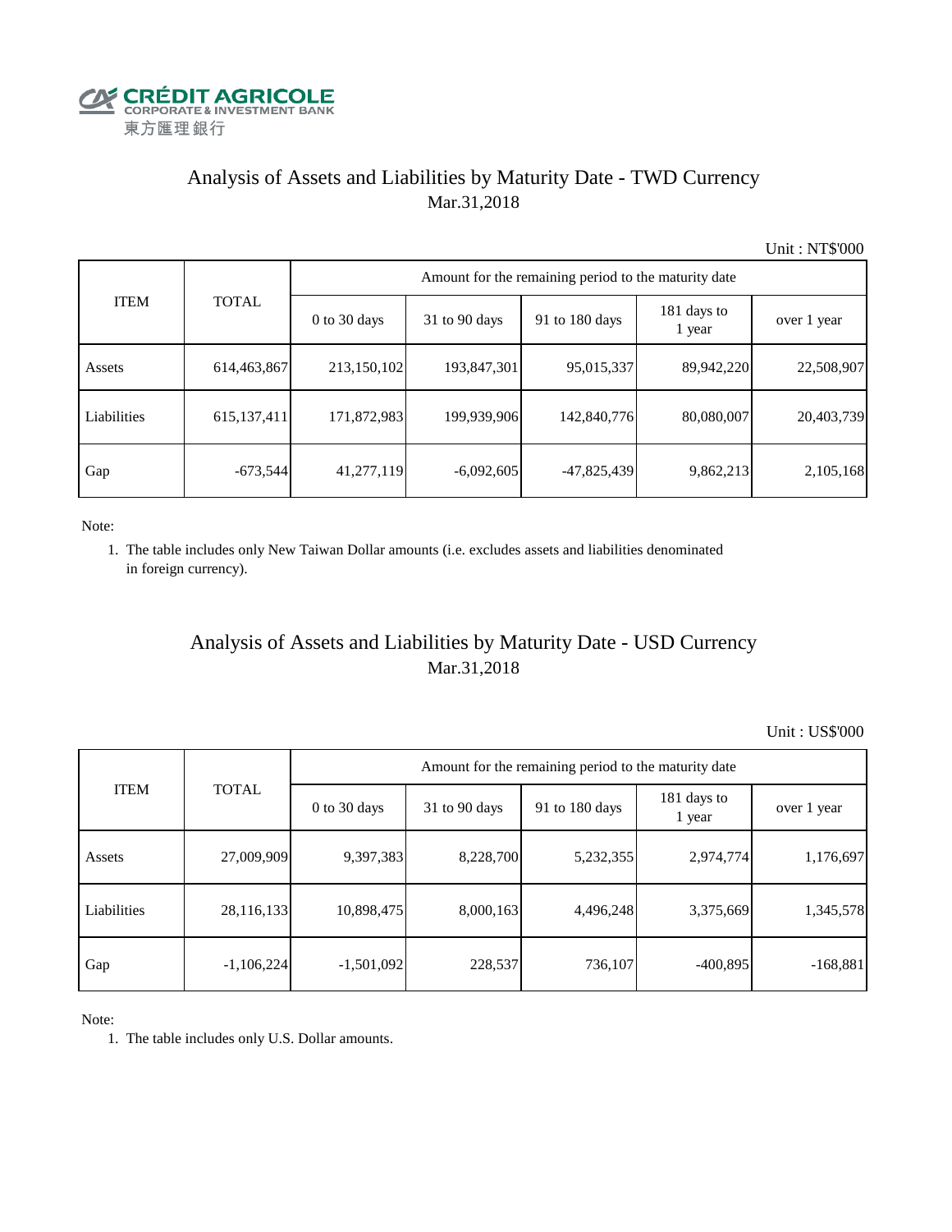CRÉDIT AGRICOLE
CORPORATE & INVESTMENT BANK
東方匯理銀行

## Analysis of Assets and Liabilities by Maturity Date - TWD Currency
Mar.31,2018

Unit : NT$'000

| ITEM | TOTAL | Amount for the remaining period to the maturity date | | | | |
|---|---|---|---|---|---|---|
| | | 0 to 30 days | 31 to 90 days | 91 to 180 days | 181 days to 1 year | over 1 year |
| Assets | 614,463,867 | 213,150,102 | 193,847,301 | 95,015,337 | 89,942,220 | 22,508,907 |
| Liabilities | 615,137,411 | 171,872,983 | 199,939,906 | 142,840,776 | 80,080,007 | 20,403,739 |
| Gap | -673,544 | 41,277,119 | -6,092,605 | -47,825,439 | 9,862,213 | 2,105,168 |

Note:

1. The table includes only New Taiwan Dollar amounts (i.e. excludes assets and liabilities denominated in foreign currency).

## Analysis of Assets and Liabilities by Maturity Date - USD Currency
Mar.31,2018

Unit : US$'000

| ITEM | TOTAL | Amount for the remaining period to the maturity date | | | | |
|---|---|---|---|---|---|---|
| | | 0 to 30 days | 31 to 90 days | 91 to 180 days | 181 days to 1 year | over 1 year |
| Assets | 27,009,909 | 9,397,383 | 8,228,700 | 5,232,355 | 2,974,774 | 1,176,697 |
| Liabilities | 28,116,133 | 10,898,475 | 8,000,163 | 4,496,248 | 3,375,669 | 1,345,578 |
| Gap | -1,106,224 | -1,501,092 | 228,537 | 736,107 | -400,895 | -168,881 |

Note:

1. The table includes only U.S. Dollar amounts.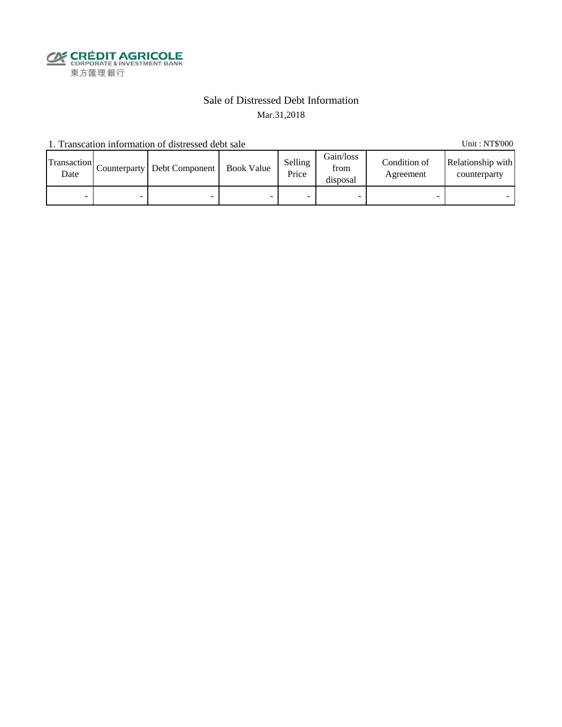CRÉDIT AGRICOLE
CORPORATE & INVESTMENT BANK
東方匯理銀行

# Sale of Distressed Debt Information

Mar.31,2018

1. Transcation information of distressed debt sale

Unit : NT$'000

| Transaction Date | Counterparty | Debt Component | Book Value | Selling Price | Gain/loss from disposal | Condition of Agreement | Relationship with counterparty |
|---|---|---|---|---|---|---|---|
| - | - | - | - | - | - | - | - |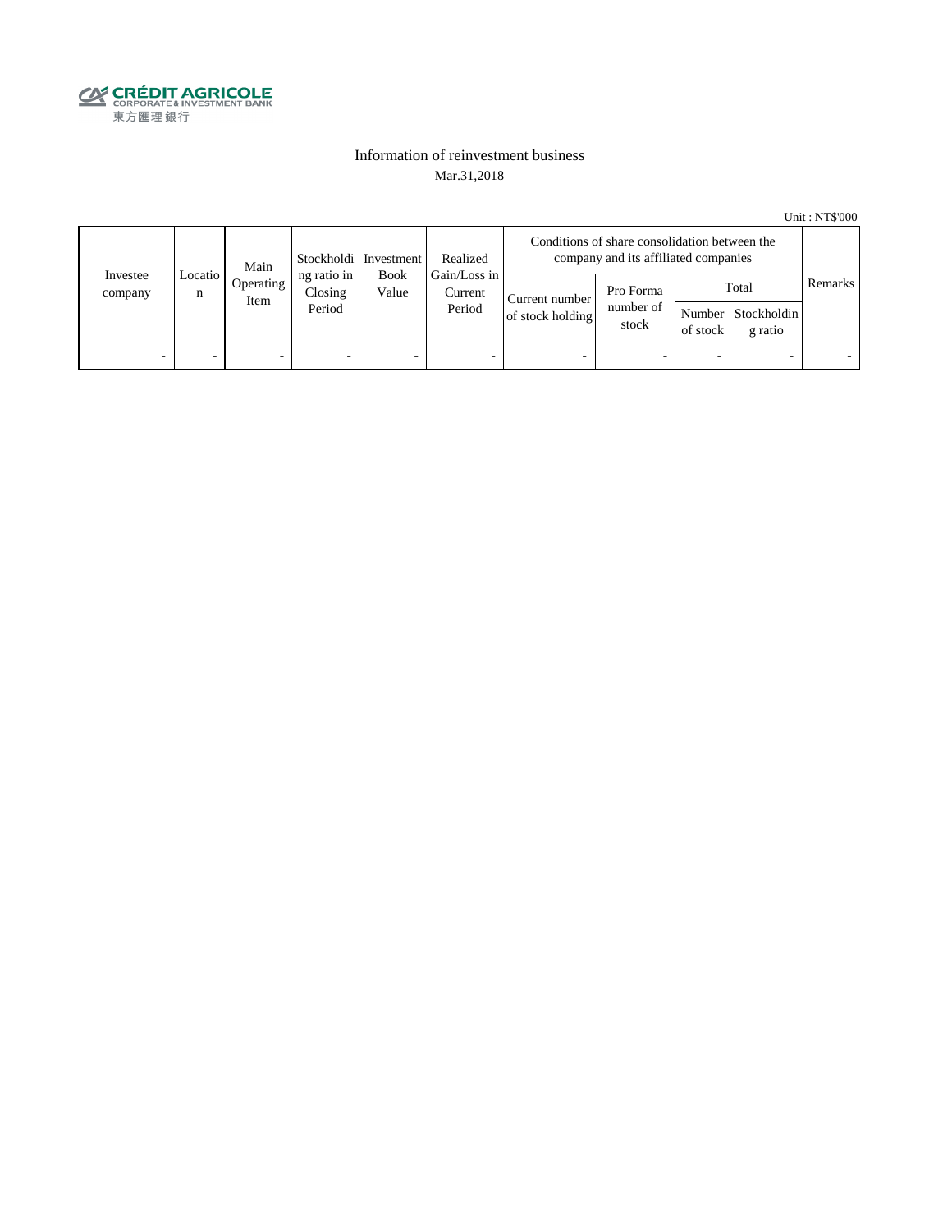CRÉDIT AGRICOLE
CORPORATE & INVESTMENT BANK
東方匯理銀行

# Information of reinvestment business

Mar.31,2018

Unit : NT$'000

| Investee company | Location | Main Operating Item | Stockholding ratio in Closing Period | Investment Book Value | Realized Gain/Loss in Current Period | Conditions of share consolidation between the company and its affiliated companies | | | | Remarks |
|---|---|---|---|---|---|---|---|---|---|---|
| | | | | | | Current number of stock holding | Pro Forma number of stock | Total | | |
| | | | | | | | | Number of stock | Stockholding ratio | |
| - | - | - | - | - | - | - | - | - | - | - |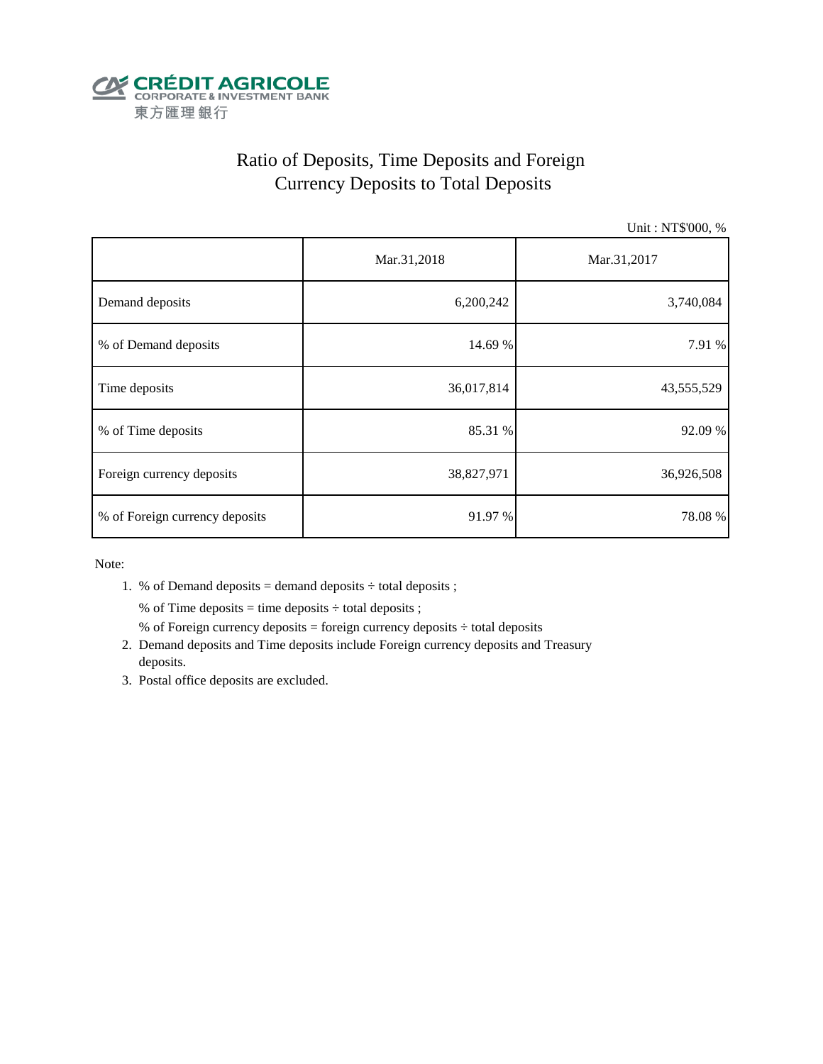CRÉDIT AGRICOLE
CORPORATE & INVESTMENT BANK
東方匯理銀行

# Ratio of Deposits, Time Deposits and Foreign Currency Deposits to Total Deposits

Unit : NT$'000, %

| | Mar.31,2018 | Mar.31,2017 |
|---|---|---|
| Demand deposits | 6,200,242 | 3,740,084 |
| % of Demand deposits | 14.69 % | 7.91 % |
| Time deposits | 36,017,814 | 43,555,529 |
| % of Time deposits | 85.31 % | 92.09 % |
| Foreign currency deposits | 38,827,971 | 36,926,508 |
| % of Foreign currency deposits | 91.97 % | 78.08 % |

Note:

1. % of Demand deposits = demand deposits ÷ total deposits ;

   % of Time deposits = time deposits ÷ total deposits ;

   % of Foreign currency deposits = foreign currency deposits ÷ total deposits
2. Demand deposits and Time deposits include Foreign currency deposits and Treasury deposits.
3. Postal office deposits are excluded.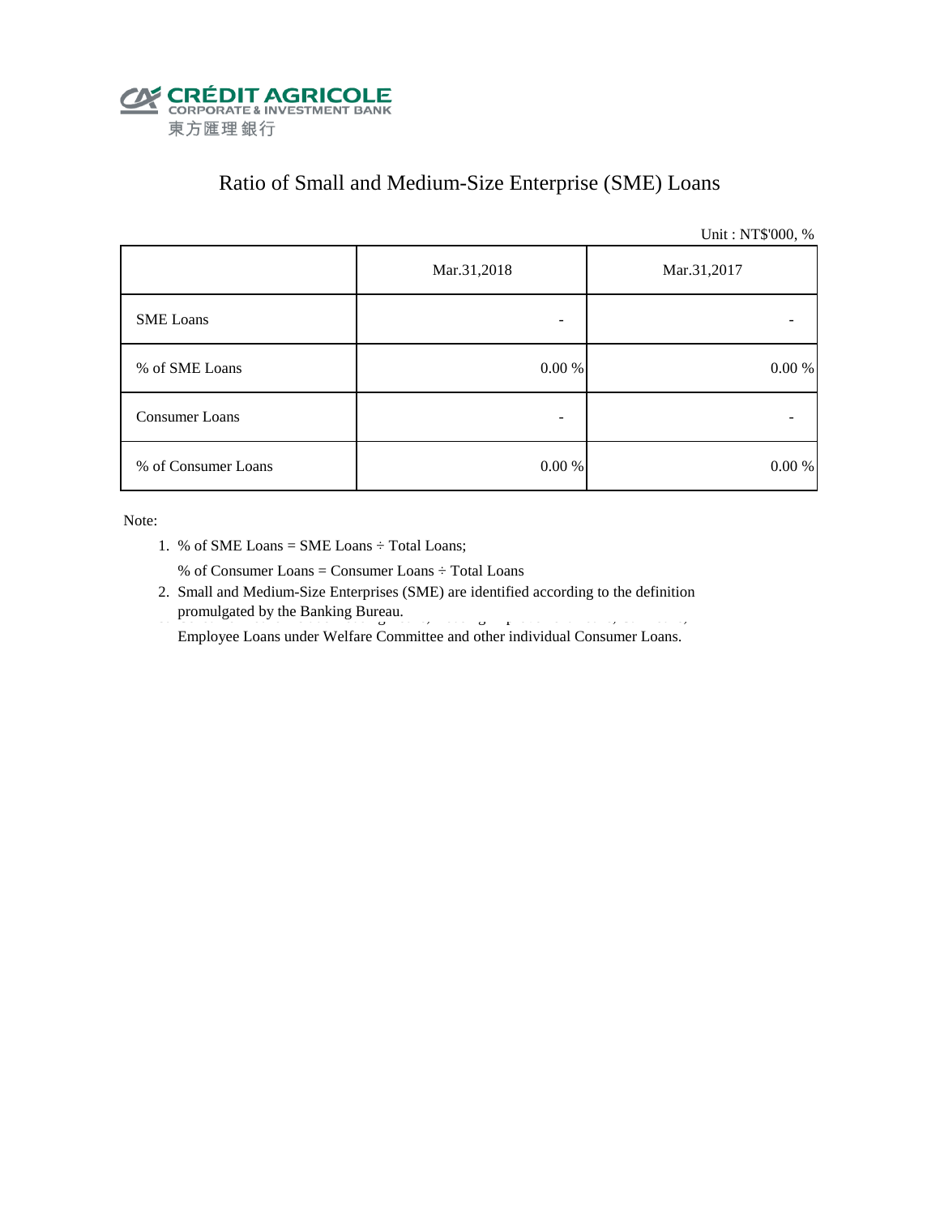CRÉDIT AGRICOLE
CORPORATE & INVESTMENT BANK
東方匯理銀行

# Ratio of Small and Medium-Size Enterprise (SME) Loans

Unit : NT$'000, %

| | Mar.31,2018 | Mar.31,2017 |
|---|---|---|
| SME Loans | - | - |
| % of SME Loans | 0.00 % | 0.00 % |
| Consumer Loans | - | - |
| % of Consumer Loans | 0.00 % | 0.00 % |

Note:

1. % of SME Loans = SME Loans ÷ Total Loans;

   % of Consumer Loans = Consumer Loans ÷ Total Loans

2. Small and Medium-Size Enterprises (SME) are identified according to the definition promulgated by the Banking Bureau.

   Employee Loans under Welfare Committee and other individual Consumer Loans.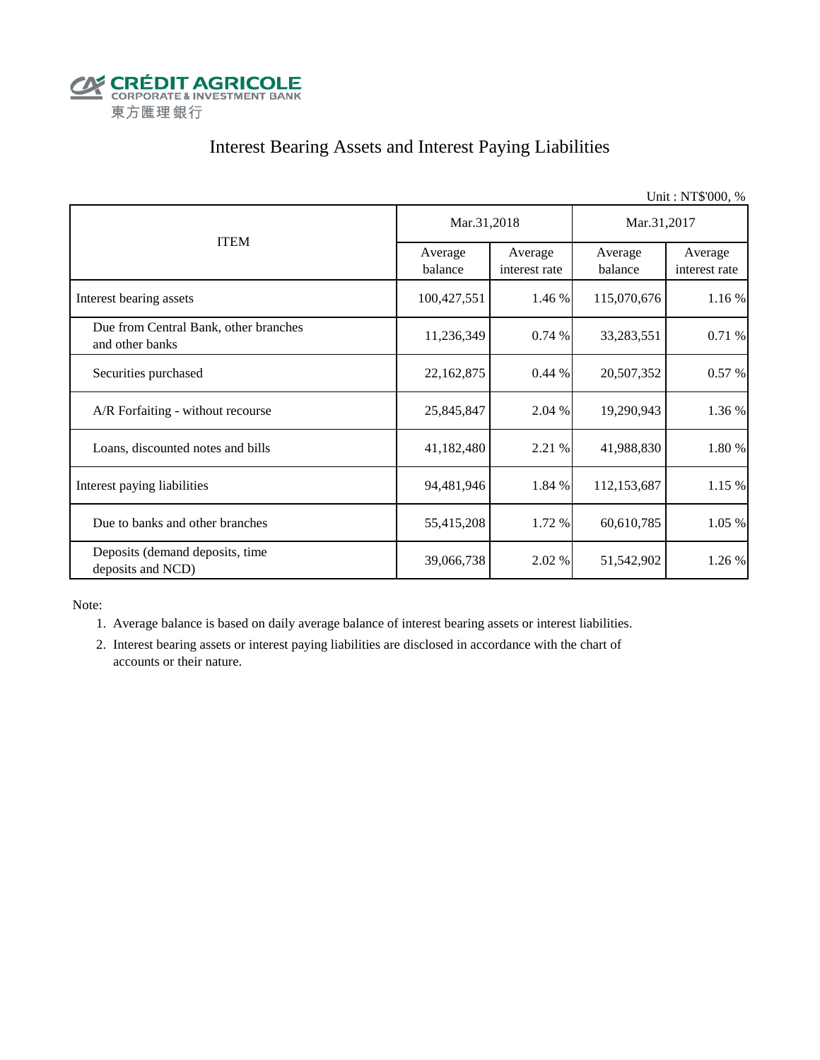CRÉDIT AGRICOLE
CORPORATE & INVESTMENT BANK
東方匯理銀行

# Interest Bearing Assets and Interest Paying Liabilities

Unit : NT$'000, %

| ITEM | Mar.31,2018 | | Mar.31,2017 | |
|---|---|---|---|---|
| | Average balance | Average interest rate | Average balance | Average interest rate |
| Interest bearing assets | 100,427,551 | 1.46 % | 115,070,676 | 1.16 % |
| Due from Central Bank, other branches and other banks | 11,236,349 | 0.74 % | 33,283,551 | 0.71 % |
| Securities purchased | 22,162,875 | 0.44 % | 20,507,352 | 0.57 % |
| A/R Forfaiting - without recourse | 25,845,847 | 2.04 % | 19,290,943 | 1.36 % |
| Loans, discounted notes and bills | 41,182,480 | 2.21 % | 41,988,830 | 1.80 % |
| Interest paying liabilities | 94,481,946 | 1.84 % | 112,153,687 | 1.15 % |
| Due to banks and other branches | 55,415,208 | 1.72 % | 60,610,785 | 1.05 % |
| Deposits (demand deposits, time deposits and NCD) | 39,066,738 | 2.02 % | 51,542,902 | 1.26 % |

Note:

1. Average balance is based on daily average balance of interest bearing assets or interest liabilities.
2. Interest bearing assets or interest paying liabilities are disclosed in accordance with the chart of accounts or their nature.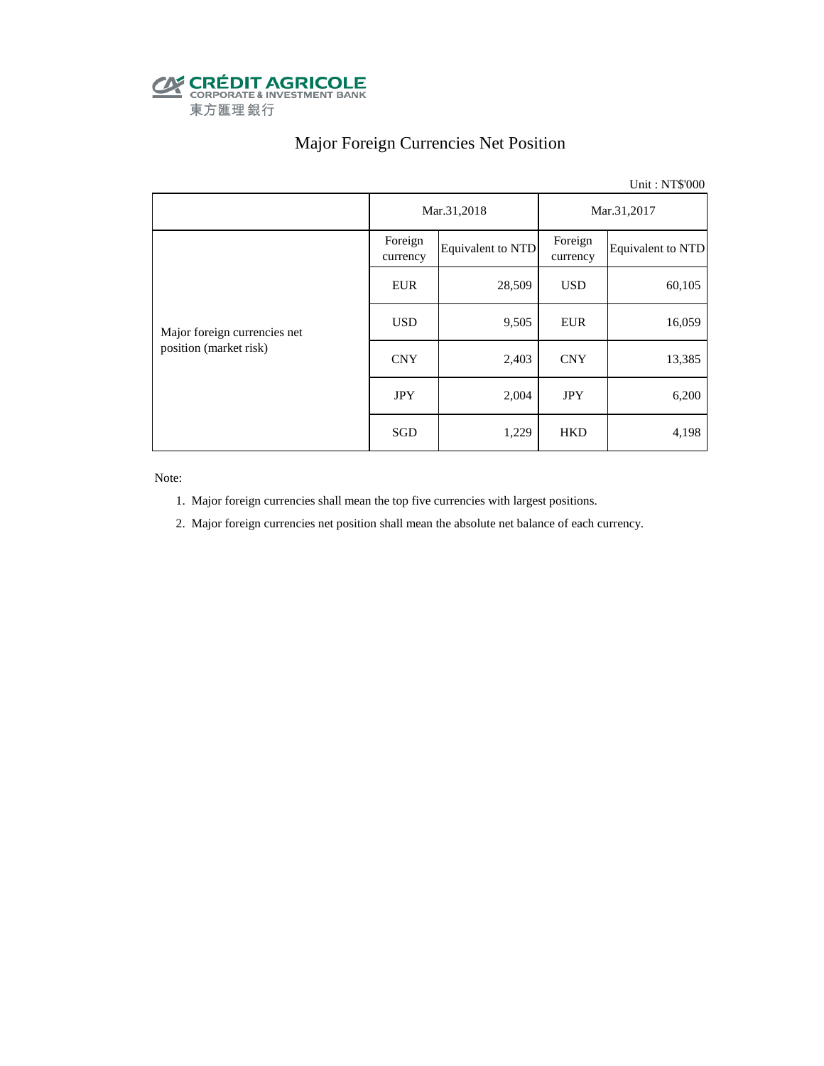CRÉDIT AGRICOLE
CORPORATE & INVESTMENT BANK
東方匯理銀行

# Major Foreign Currencies Net Position

Unit : NT$'000

| | Mar.31,2018 | | Mar.31,2017 | |
|---|---|---|---|---|
| | Foreign currency | Equivalent to NTD | Foreign currency | Equivalent to NTD |
| Major foreign currencies net position (market risk) | EUR | 28,509 | USD | 60,105 |
| | USD | 9,505 | EUR | 16,059 |
| | CNY | 2,403 | CNY | 13,385 |
| | JPY | 2,004 | JPY | 6,200 |
| | SGD | 1,229 | HKD | 4,198 |

Note:

1. Major foreign currencies shall mean the top five currencies with largest positions.
2. Major foreign currencies net position shall mean the absolute net balance of each currency.